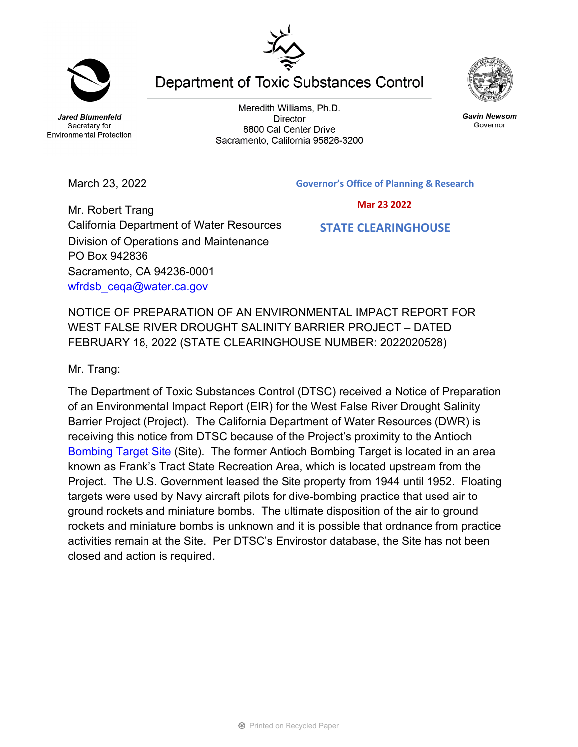# Department of Toxic Substances Control

**Jared Blumenfeld**
Secretary for
Environmental Protection

Meredith Williams, Ph.D.
Director
8800 Cal Center Drive
Sacramento, California 95826-3200

**Gavin Newsom**
Governor

March 23, 2022

**Governor's Office of Planning & Research**

**Mar 23 2022**

**STATE CLEARINGHOUSE**

Mr. Robert Trang
California Department of Water Resources
Division of Operations and Maintenance
PO Box 942836
Sacramento, CA 94236-0001
wfrdsb_ceqa@water.ca.gov

NOTICE OF PREPARATION OF AN ENVIRONMENTAL IMPACT REPORT FOR WEST FALSE RIVER DROUGHT SALINITY BARRIER PROJECT – DATED FEBRUARY 18, 2022 (STATE CLEARINGHOUSE NUMBER: 2022020528)

Mr. Trang:

The Department of Toxic Substances Control (DTSC) received a Notice of Preparation of an Environmental Impact Report (EIR) for the West False River Drought Salinity Barrier Project (Project). The California Department of Water Resources (DWR) is receiving this notice from DTSC because of the Project's proximity to the Antioch Bombing Target Site (Site). The former Antioch Bombing Target is located in an area known as Frank's Tract State Recreation Area, which is located upstream from the Project. The U.S. Government leased the Site property from 1944 until 1952. Floating targets were used by Navy aircraft pilots for dive-bombing practice that used air to ground rockets and miniature bombs. The ultimate disposition of the air to ground rockets and miniature bombs is unknown and it is possible that ordnance from practice activities remain at the Site. Per DTSC's Envirostor database, the Site has not been closed and action is required.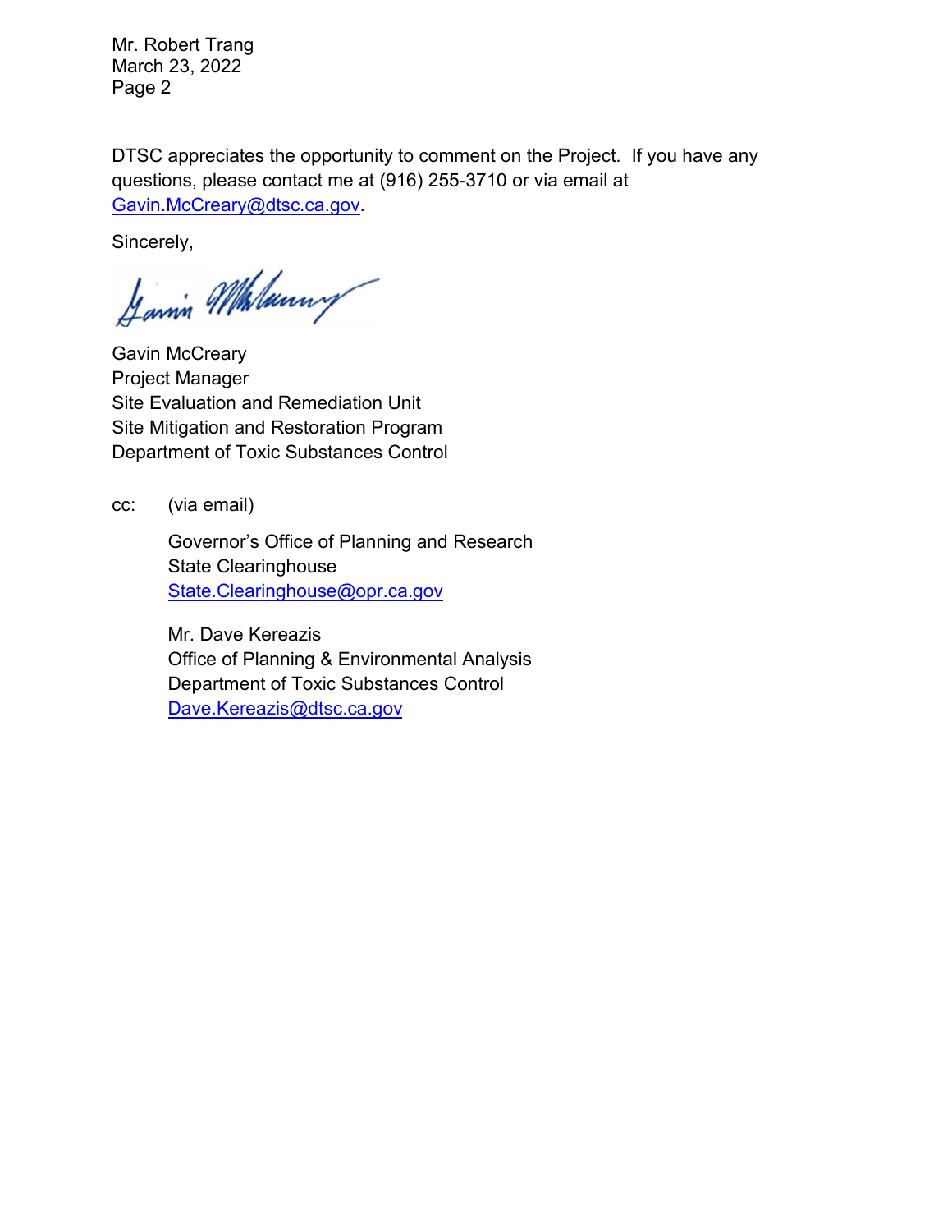DTSC appreciates the opportunity to comment on the Project. If you have any questions, please contact me at (916) 255-3710 or via email at Gavin.McCreary@dtsc.ca.gov.

Sincerely,

Gavin McCreary
Project Manager
Site Evaluation and Remediation Unit
Site Mitigation and Restoration Program
Department of Toxic Substances Control

cc: (via email)

Governor's Office of Planning and Research
State Clearinghouse
State.Clearinghouse@opr.ca.gov

Mr. Dave Kereazis
Office of Planning & Environmental Analysis
Department of Toxic Substances Control
Dave.Kereazis@dtsc.ca.gov